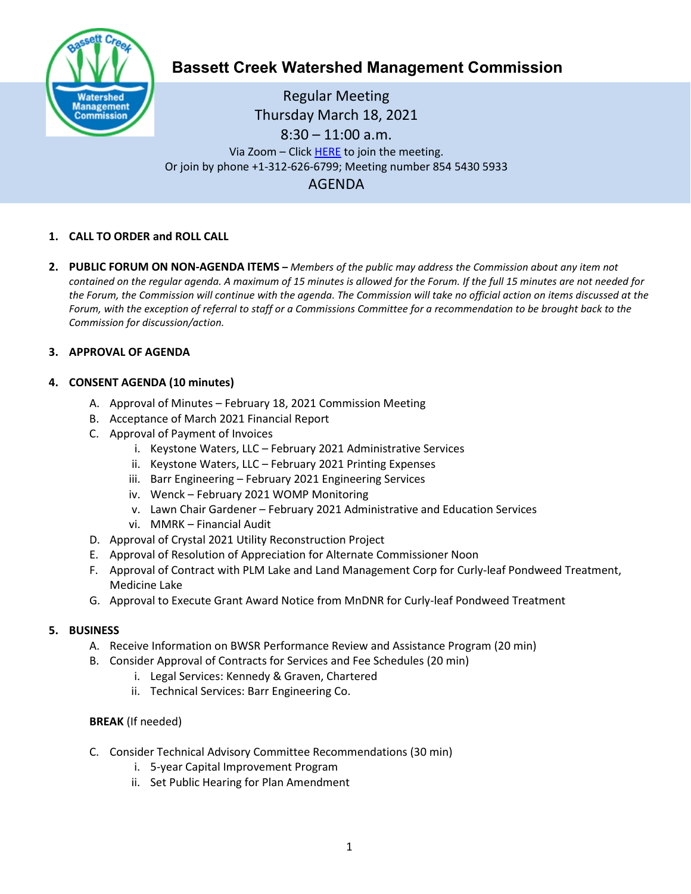# Bassett Creek Watershed Management Commission

Regular Meeting
Thursday March 18, 2021
8:30 – 11:00 a.m.
Via Zoom – Click [HERE](HERE) to join the meeting.
Or join by phone +1-312-626-6799; Meeting number 854 5430 5933

## AGENDA

1. **CALL TO ORDER and ROLL CALL**

2. **PUBLIC FORUM ON NON-AGENDA ITEMS –** *Members of the public may address the Commission about any item not contained on the regular agenda. A maximum of 15 minutes is allowed for the Forum. If the full 15 minutes are not needed for the Forum, the Commission will continue with the agenda. The Commission will take no official action on items discussed at the Forum, with the exception of referral to staff or a Commissions Committee for a recommendation to be brought back to the Commission for discussion/action.*

3. **APPROVAL OF AGENDA**

4. **CONSENT AGENDA (10 minutes)**
   - A. Approval of Minutes – February 18, 2021 Commission Meeting
   - B. Acceptance of March 2021 Financial Report
   - C. Approval of Payment of Invoices
     - i. Keystone Waters, LLC – February 2021 Administrative Services
     - ii. Keystone Waters, LLC – February 2021 Printing Expenses
     - iii. Barr Engineering – February 2021 Engineering Services
     - iv. Wenck – February 2021 WOMP Monitoring
     - v. Lawn Chair Gardener – February 2021 Administrative and Education Services
     - vi. MMRK – Financial Audit
   - D. Approval of Crystal 2021 Utility Reconstruction Project
   - E. Approval of Resolution of Appreciation for Alternate Commissioner Noon
   - F. Approval of Contract with PLM Lake and Land Management Corp for Curly-leaf Pondweed Treatment, Medicine Lake
   - G. Approval to Execute Grant Award Notice from MnDNR for Curly-leaf Pondweed Treatment

5. **BUSINESS**
   - A. Receive Information on BWSR Performance Review and Assistance Program (20 min)
   - B. Consider Approval of Contracts for Services and Fee Schedules (20 min)
     - i. Legal Services: Kennedy & Graven, Chartered
     - ii. Technical Services: Barr Engineering Co.

   **BREAK** (If needed)

   - C. Consider Technical Advisory Committee Recommendations (30 min)
     - i. 5-year Capital Improvement Program
     - ii. Set Public Hearing for Plan Amendment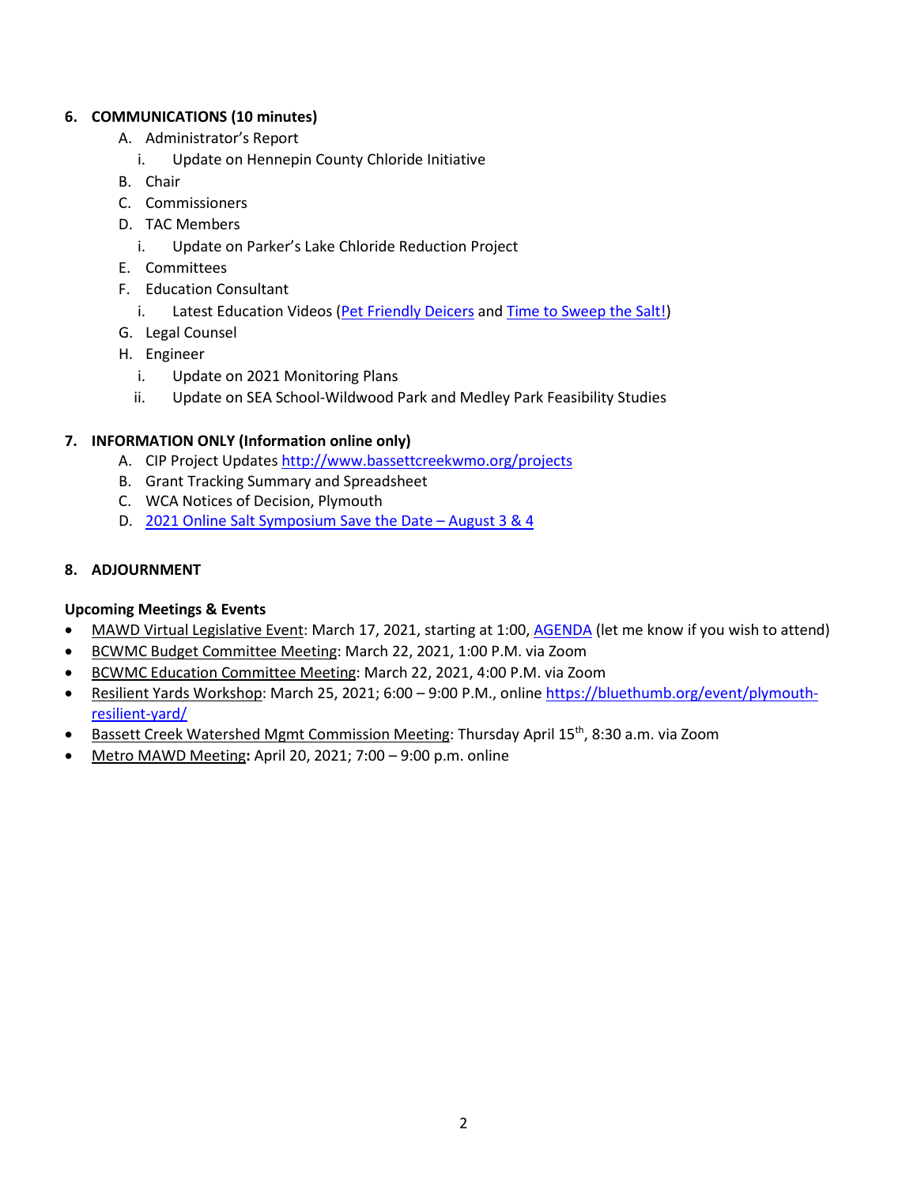**6. COMMUNICATIONS (10 minutes)**

A. Administrator's Report
   i. Update on Hennepin County Chloride Initiative

B. Chair

C. Commissioners

D. TAC Members
   i. Update on Parker's Lake Chloride Reduction Project

E. Committees

F. Education Consultant
   i. Latest Education Videos (Pet Friendly Deicers and Time to Sweep the Salt!)

G. Legal Counsel

H. Engineer
   i. Update on 2021 Monitoring Plans
   ii. Update on SEA School-Wildwood Park and Medley Park Feasibility Studies

**7. INFORMATION ONLY (Information online only)**

A. CIP Project Updates http://www.bassettcreekwmo.org/projects

B. Grant Tracking Summary and Spreadsheet

C. WCA Notices of Decision, Plymouth

D. 2021 Online Salt Symposium Save the Date – August 3 & 4

**8. ADJOURNMENT**

**Upcoming Meetings & Events**

- MAWD Virtual Legislative Event: March 17, 2021, starting at 1:00, AGENDA (let me know if you wish to attend)
- BCWMC Budget Committee Meeting: March 22, 2021, 1:00 P.M. via Zoom
- BCWMC Education Committee Meeting: March 22, 2021, 4:00 P.M. via Zoom
- Resilient Yards Workshop: March 25, 2021; 6:00 – 9:00 P.M., online https://bluethumb.org/event/plymouth-resilient-yard/
- Bassett Creek Watershed Mgmt Commission Meeting: Thursday April 15th, 8:30 a.m. via Zoom
- Metro MAWD Meeting**:** April 20, 2021; 7:00 – 9:00 p.m. online